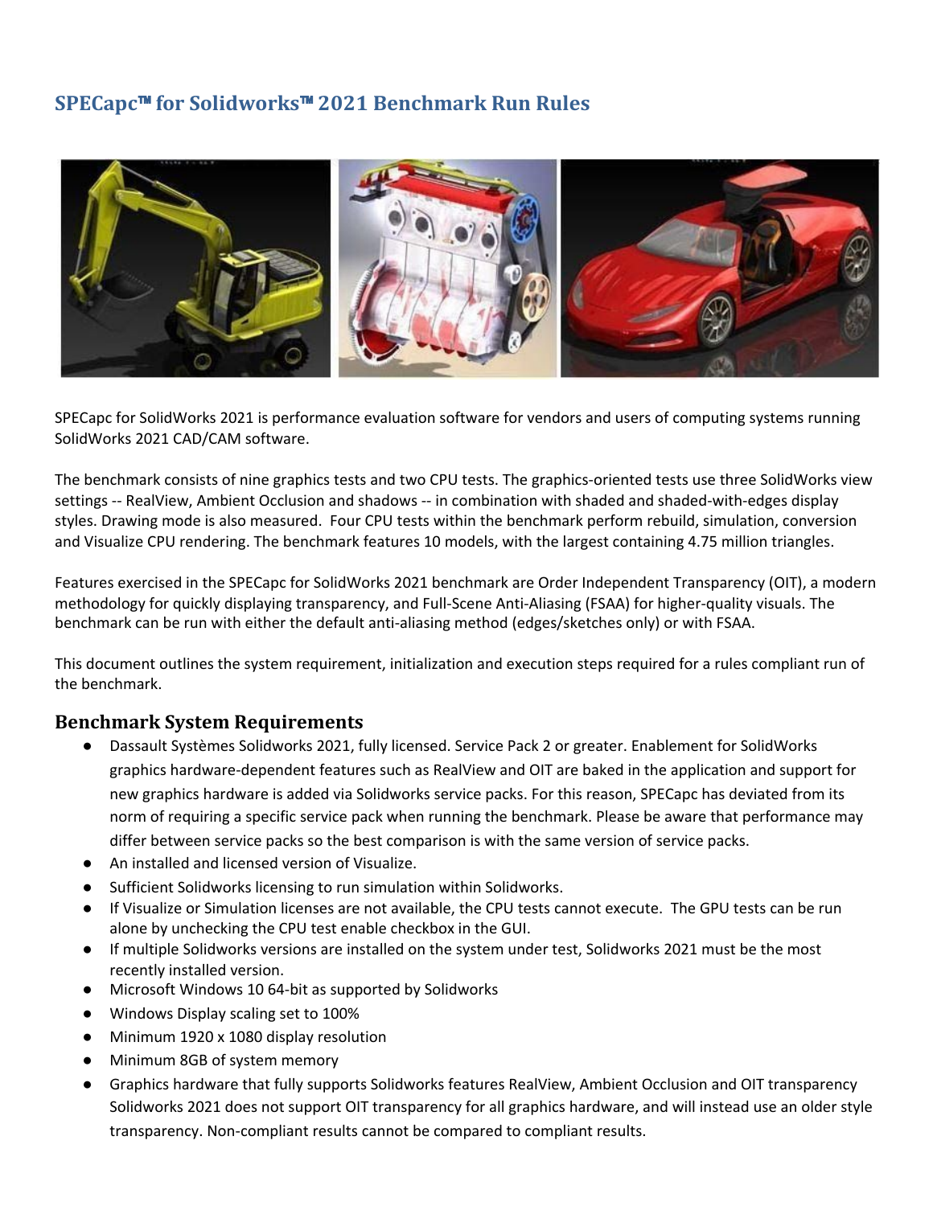# SPECapc™ for Solidworks™ 2021 Benchmark Run Rules

SPECapc for SolidWorks 2021 is performance evaluation software for vendors and users of computing systems running SolidWorks 2021 CAD/CAM software.

The benchmark consists of nine graphics tests and two CPU tests. The graphics-oriented tests use three SolidWorks view settings -- RealView, Ambient Occlusion and shadows -- in combination with shaded and shaded-with-edges display styles. Drawing mode is also measured. Four CPU tests within the benchmark perform rebuild, simulation, conversion and Visualize CPU rendering. The benchmark features 10 models, with the largest containing 4.75 million triangles.

Features exercised in the SPECapc for SolidWorks 2021 benchmark are Order Independent Transparency (OIT), a modern methodology for quickly displaying transparency, and Full-Scene Anti-Aliasing (FSAA) for higher-quality visuals. The benchmark can be run with either the default anti-aliasing method (edges/sketches only) or with FSAA.

This document outlines the system requirement, initialization and execution steps required for a rules compliant run of the benchmark.

## Benchmark System Requirements

- Dassault Systèmes Solidworks 2021, fully licensed. Service Pack 2 or greater. Enablement for SolidWorks graphics hardware-dependent features such as RealView and OIT are baked in the application and support for new graphics hardware is added via Solidworks service packs. For this reason, SPECapc has deviated from its norm of requiring a specific service pack when running the benchmark. Please be aware that performance may differ between service packs so the best comparison is with the same version of service packs.
- An installed and licensed version of Visualize.
- Sufficient Solidworks licensing to run simulation within Solidworks.
- If Visualize or Simulation licenses are not available, the CPU tests cannot execute. The GPU tests can be run alone by unchecking the CPU test enable checkbox in the GUI.
- If multiple Solidworks versions are installed on the system under test, Solidworks 2021 must be the most recently installed version.
- Microsoft Windows 10 64-bit as supported by Solidworks
- Windows Display scaling set to 100%
- Minimum 1920 x 1080 display resolution
- Minimum 8GB of system memory
- Graphics hardware that fully supports Solidworks features RealView, Ambient Occlusion and OIT transparency Solidworks 2021 does not support OIT transparency for all graphics hardware, and will instead use an older style transparency. Non-compliant results cannot be compared to compliant results.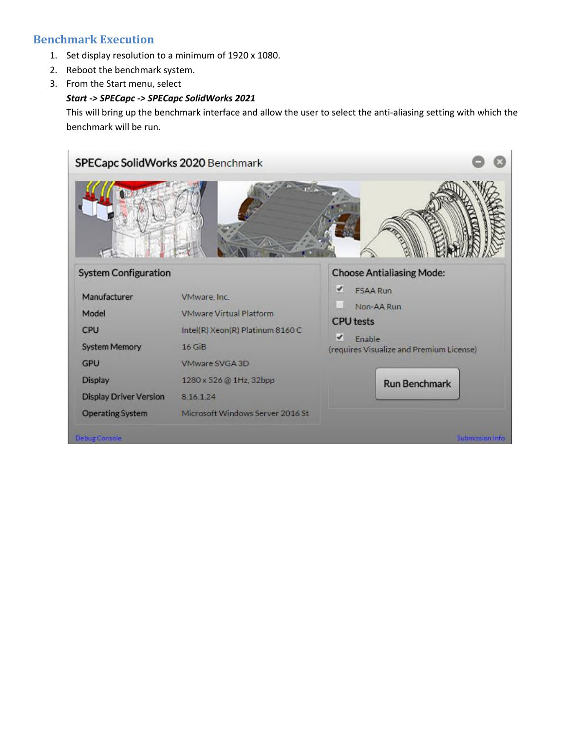## Benchmark Execution

1. Set display resolution to a minimum of 1920 x 1080.
2. Reboot the benchmark system.
3. From the Start menu, select

   ***Start -> SPECapc -> SPECapc SolidWorks 2021***

   This will bring up the benchmark interface and allow the user to select the anti-aliasing setting with which the benchmark will be run.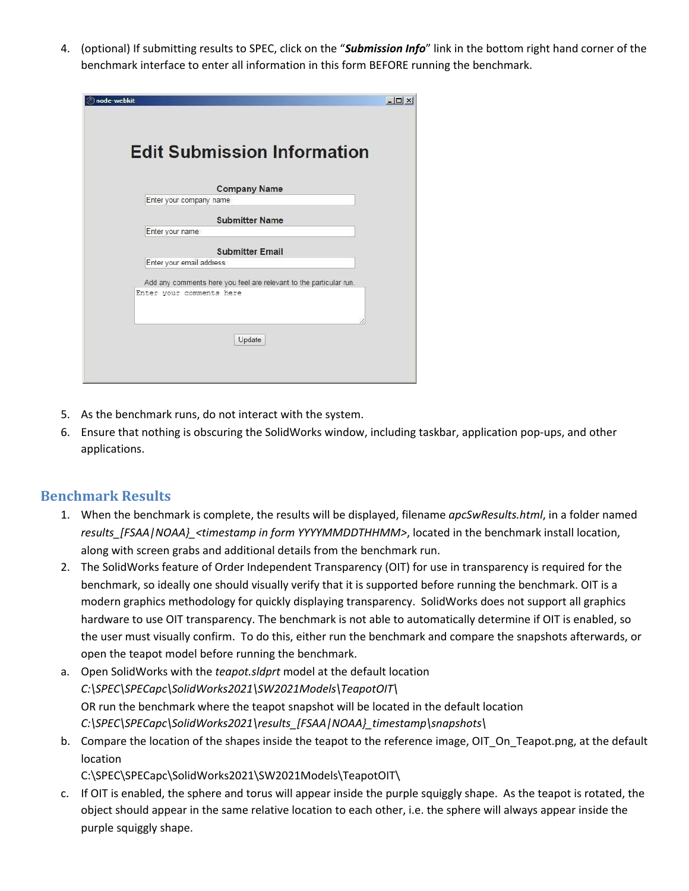4. (optional) If submitting results to SPEC, click on the "***Submission Info***" link in the bottom right hand corner of the benchmark interface to enter all information in this form BEFORE running the benchmark.

5. As the benchmark runs, do not interact with the system.
6. Ensure that nothing is obscuring the SolidWorks window, including taskbar, application pop-ups, and other applications.

## Benchmark Results

1. When the benchmark is complete, the results will be displayed, filename *apcSwResults.html*, in a folder named *results_[FSAA|NOAA]_<timestamp in form YYYYMMDDTHHMM>*, located in the benchmark install location, along with screen grabs and additional details from the benchmark run.
2. The SolidWorks feature of Order Independent Transparency (OIT) for use in transparency is required for the benchmark, so ideally one should visually verify that it is supported before running the benchmark. OIT is a modern graphics methodology for quickly displaying transparency. SolidWorks does not support all graphics hardware to use OIT transparency. The benchmark is not able to automatically determine if OIT is enabled, so the user must visually confirm. To do this, either run the benchmark and compare the snapshots afterwards, or open the teapot model before running the benchmark.

   a. Open SolidWorks with the *teapot.sldprt* model at the default location *C:\SPEC\SPECapc\SolidWorks2021\SW2021Models\TeapotOIT\* OR run the benchmark where the teapot snapshot will be located in the default location *C:\SPEC\SPECapc\SolidWorks2021\results_[FSAA|NOAA]_timestamp\snapshots\*

   b. Compare the location of the shapes inside the teapot to the reference image, OIT_On_Teapot.png, at the default location C:\SPEC\SPECapc\SolidWorks2021\SW2021Models\TeapotOIT\

   c. If OIT is enabled, the sphere and torus will appear inside the purple squiggly shape. As the teapot is rotated, the object should appear in the same relative location to each other, i.e. the sphere will always appear inside the purple squiggly shape.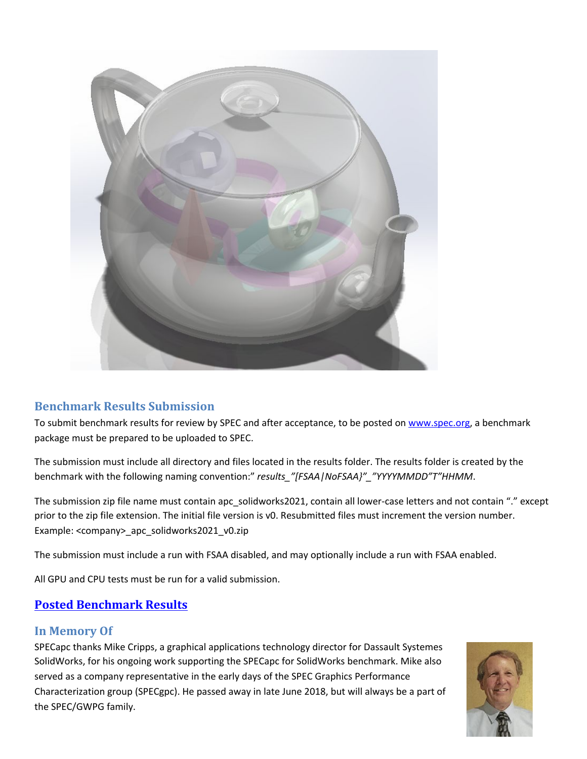## Benchmark Results Submission

To submit benchmark results for review by SPEC and after acceptance, to be posted on www.spec.org, a benchmark package must be prepared to be uploaded to SPEC.

The submission must include all directory and files located in the results folder. The results folder is created by the benchmark with the following naming convention:" *results_"[FSAA|NoFSAA}"_"YYYYMMDD"T"HHMM*.

The submission zip file name must contain apc_solidworks2021, contain all lower-case letters and not contain "." except prior to the zip file extension. The initial file version is v0. Resubmitted files must increment the version number. Example: <company>_apc_solidworks2021_v0.zip

The submission must include a run with FSAA disabled, and may optionally include a run with FSAA enabled.

All GPU and CPU tests must be run for a valid submission.

## Posted Benchmark Results

## In Memory Of

SPECapc thanks Mike Cripps, a graphical applications technology director for Dassault Systemes SolidWorks, for his ongoing work supporting the SPECapc for SolidWorks benchmark. Mike also served as a company representative in the early days of the SPEC Graphics Performance Characterization group (SPECgpc). He passed away in late June 2018, but will always be a part of the SPEC/GWPG family.